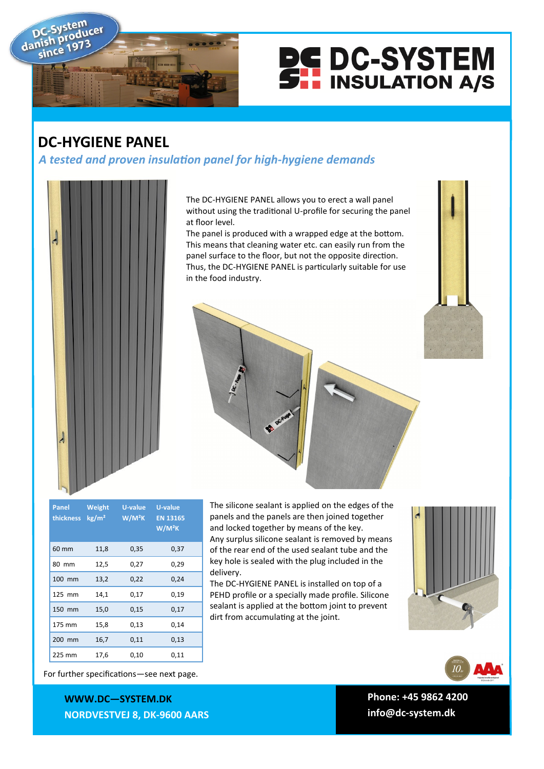DC-System danish producer since 1973

# DC-SYSTEM INSULATION A/S

## DC-HYGIENE PANEL

*A tested and proven insulation panel for high-hygiene demands*

The DC-HYGIENE PANEL allows you to erect a wall panel without using the traditional U-profile for securing the panel at floor level.

The panel is produced with a wrapped edge at the bottom. This means that cleaning water etc. can easily run from the panel surface to the floor, but not the opposite direction. Thus, the DC-HYGIENE PANEL is particularly suitable for use in the food industry.

| Panel thickness | Weight kg/m² | U-value W/M²K | U-value EN 13165 W/M²K |
|---|---|---|---|
| 60 mm | 11,8 | 0,35 | 0,37 |
| 80 mm | 12,5 | 0,27 | 0,29 |
| 100 mm | 13,2 | 0,22 | 0,24 |
| 125 mm | 14,1 | 0,17 | 0,19 |
| 150 mm | 15,0 | 0,15 | 0,17 |
| 175 mm | 15,8 | 0,13 | 0,14 |
| 200 mm | 16,7 | 0,11 | 0,13 |
| 225 mm | 17,6 | 0,10 | 0,11 |

The silicone sealant is applied on the edges of the panels and the panels are then joined together and locked together by means of the key.

Any surplus silicone sealant is removed by means of the rear end of the used sealant tube and the key hole is sealed with the plug included in the delivery.

The DC-HYGIENE PANEL is installed on top of a PEHD profile or a specially made profile. Silicone sealant is applied at the bottom joint to prevent dirt from accumulating at the joint.

For further specifications—see next page.

**WWW.DC—SYSTEM.DK**
**NORDVESTVEJ 8, DK-9600 AARS**

**Phone: +45 9862 4200**
**info@dc-system.dk**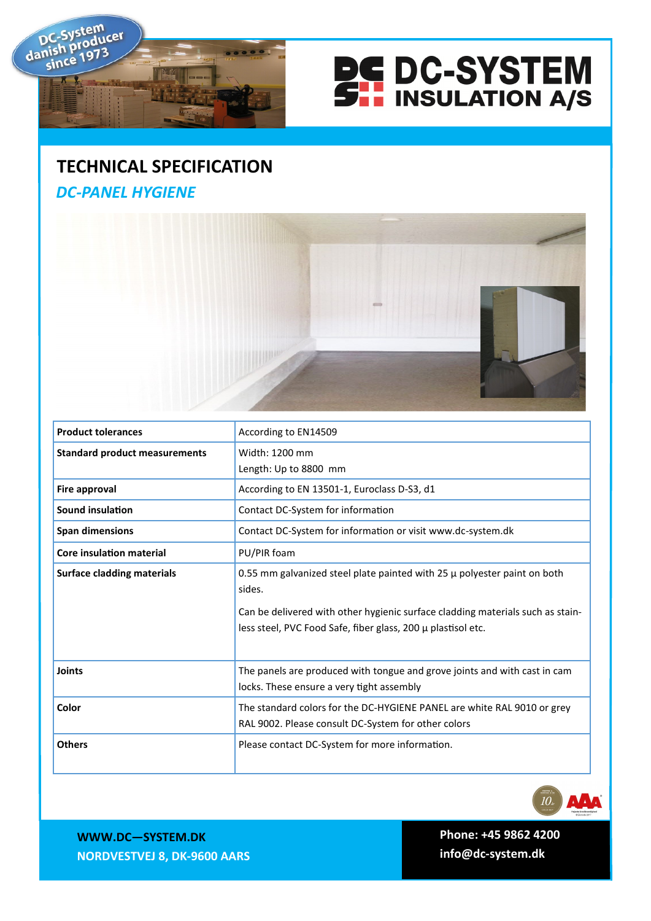DC-System danish producer since 1973

# DC-SYSTEM INSULATION A/S

## TECHNICAL SPECIFICATION

### *DC-PANEL HYGIENE*

| | |
|---|---|
| **Product tolerances** | According to EN14509 |
| **Standard product measurements** | Width: 1200 mm<br>Length: Up to 8800 mm |
| **Fire approval** | According to EN 13501-1, Euroclass D-S3, d1 |
| **Sound insulation** | Contact DC-System for information |
| **Span dimensions** | Contact DC-System for information or visit www.dc-system.dk |
| **Core insulation material** | PU/PIR foam |
| **Surface cladding materials** | 0.55 mm galvanized steel plate painted with 25 µ polyester paint on both sides.<br><br>Can be delivered with other hygienic surface cladding materials such as stain-less steel, PVC Food Safe, fiber glass, 200 µ plastisol etc. |
| **Joints** | The panels are produced with tongue and grove joints and with cast in cam locks. These ensure a very tight assembly |
| **Color** | The standard colors for the DC-HYGIENE PANEL are white RAL 9010 or grey RAL 9002. Please consult DC-System for other colors |
| **Others** | Please contact DC-System for more information. |

**WWW.DC—SYSTEM.DK**
**NORDVESTVEJ 8, DK-9600 AARS**

**Phone: +45 9862 4200**
**info@dc-system.dk**